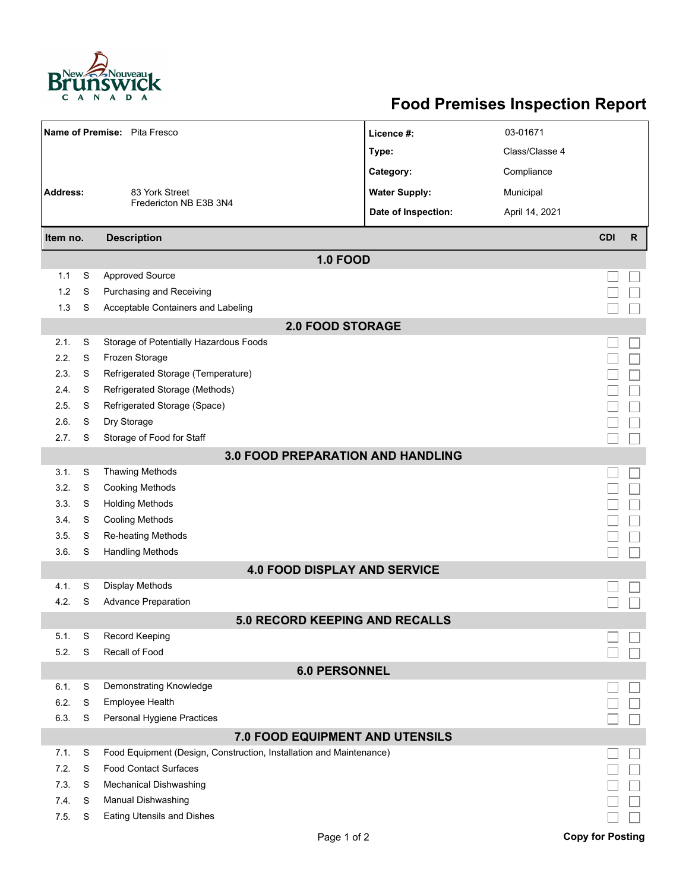# Food Premises Inspection Report

| | | | |
|---|---|---|---|
| **Name of Premise:** | Pita Fresco | **Licence #:** | 03-01671 |
| | | **Type:** | Class/Classe 4 |
| | | **Category:** | Compliance |
| **Address:** | 83 York Street<br>Fredericton NB E3B 3N4 | **Water Supply:** | Municipal |
| | | **Date of Inspection:** | April 14, 2021 |

| Item no. | | Description | CDI | R |
|---|---|---|---|---|
| | | **1.0 FOOD** | | |
| 1.1 | S | Approved Source | ☐ | ☐ |
| 1.2 | S | Purchasing and Receiving | ☐ | ☐ |
| 1.3 | S | Acceptable Containers and Labeling | ☐ | ☐ |
| | | **2.0 FOOD STORAGE** | | |
| 2.1. | S | Storage of Potentially Hazardous Foods | ☐ | ☐ |
| 2.2. | S | Frozen Storage | ☐ | ☐ |
| 2.3. | S | Refrigerated Storage (Temperature) | ☐ | ☐ |
| 2.4. | S | Refrigerated Storage (Methods) | ☐ | ☐ |
| 2.5. | S | Refrigerated Storage (Space) | ☐ | ☐ |
| 2.6. | S | Dry Storage | ☐ | ☐ |
| 2.7. | S | Storage of Food for Staff | ☐ | ☐ |
| | | **3.0 FOOD PREPARATION AND HANDLING** | | |
| 3.1. | S | Thawing Methods | ☐ | ☐ |
| 3.2. | S | Cooking Methods | ☐ | ☐ |
| 3.3. | S | Holding Methods | ☐ | ☐ |
| 3.4. | S | Cooling Methods | ☐ | ☐ |
| 3.5. | S | Re-heating Methods | ☐ | ☐ |
| 3.6. | S | Handling Methods | ☐ | ☐ |
| | | **4.0 FOOD DISPLAY AND SERVICE** | | |
| 4.1. | S | Display Methods | ☐ | ☐ |
| 4.2. | S | Advance Preparation | ☐ | ☐ |
| | | **5.0 RECORD KEEPING AND RECALLS** | | |
| 5.1. | S | Record Keeping | ☐ | ☐ |
| 5.2. | S | Recall of Food | ☐ | ☐ |
| | | **6.0 PERSONNEL** | | |
| 6.1. | S | Demonstrating Knowledge | ☐ | ☐ |
| 6.2. | S | Employee Health | ☐ | ☐ |
| 6.3. | S | Personal Hygiene Practices | ☐ | ☐ |
| | | **7.0 FOOD EQUIPMENT AND UTENSILS** | | |
| 7.1. | S | Food Equipment (Design, Construction, Installation and Maintenance) | ☐ | ☐ |
| 7.2. | S | Food Contact Surfaces | ☐ | ☐ |
| 7.3. | S | Mechanical Dishwashing | ☐ | ☐ |
| 7.4. | S | Manual Dishwashing | ☐ | ☐ |
| 7.5. | S | Eating Utensils and Dishes | ☐ | ☐ |

**Copy for Posting**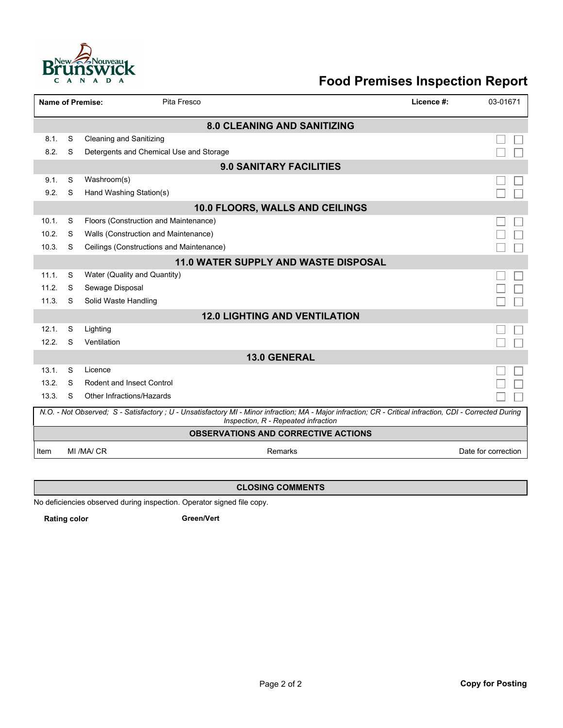# Food Premises Inspection Report

| Name of Premise: | Pita Fresco | Licence #: | 03-01671 |
|---|---|---|---|

## 8.0 CLEANING AND SANITIZING

| | | | | |
|---|---|---|---|---|
| 8.1. | S | Cleaning and Sanitizing | ☐ | ☐ |
| 8.2. | S | Detergents and Chemical Use and Storage | ☐ | ☐ |

## 9.0 SANITARY FACILITIES

| | | | | |
|---|---|---|---|---|
| 9.1. | S | Washroom(s) | ☐ | ☐ |
| 9.2. | S | Hand Washing Station(s) | ☐ | ☐ |

## 10.0 FLOORS, WALLS AND CEILINGS

| | | | | |
|---|---|---|---|---|
| 10.1. | S | Floors (Construction and Maintenance) | ☐ | ☐ |
| 10.2. | S | Walls (Construction and Maintenance) | ☐ | ☐ |
| 10.3. | S | Ceilings (Constructions and Maintenance) | ☐ | ☐ |

## 11.0 WATER SUPPLY AND WASTE DISPOSAL

| | | | | |
|---|---|---|---|---|
| 11.1. | S | Water (Quality and Quantity) | ☐ | ☐ |
| 11.2. | S | Sewage Disposal | ☐ | ☐ |
| 11.3. | S | Solid Waste Handling | ☐ | ☐ |

## 12.0 LIGHTING AND VENTILATION

| | | | | |
|---|---|---|---|---|
| 12.1. | S | Lighting | ☐ | ☐ |
| 12.2. | S | Ventilation | ☐ | ☐ |

## 13.0 GENERAL

| | | | | |
|---|---|---|---|---|
| 13.1. | S | Licence | ☐ | ☐ |
| 13.2. | S | Rodent and Insect Control | ☐ | ☐ |
| 13.3. | S | Other Infractions/Hazards | ☐ | ☐ |

*N.O. - Not Observed; S - Satisfactory ; U - Unsatisfactory MI - Minor infraction; MA - Major infraction; CR - Critical infraction, CDI - Corrected During Inspection, R - Repeated infraction*

## OBSERVATIONS AND CORRECTIVE ACTIONS

| Item | MI /MA/ CR | Remarks | Date for correction |
|---|---|---|---|

## CLOSING COMMENTS

No deficiencies observed during inspection. Operator signed file copy.

**Rating color** **Green/Vert**

**Copy for Posting**